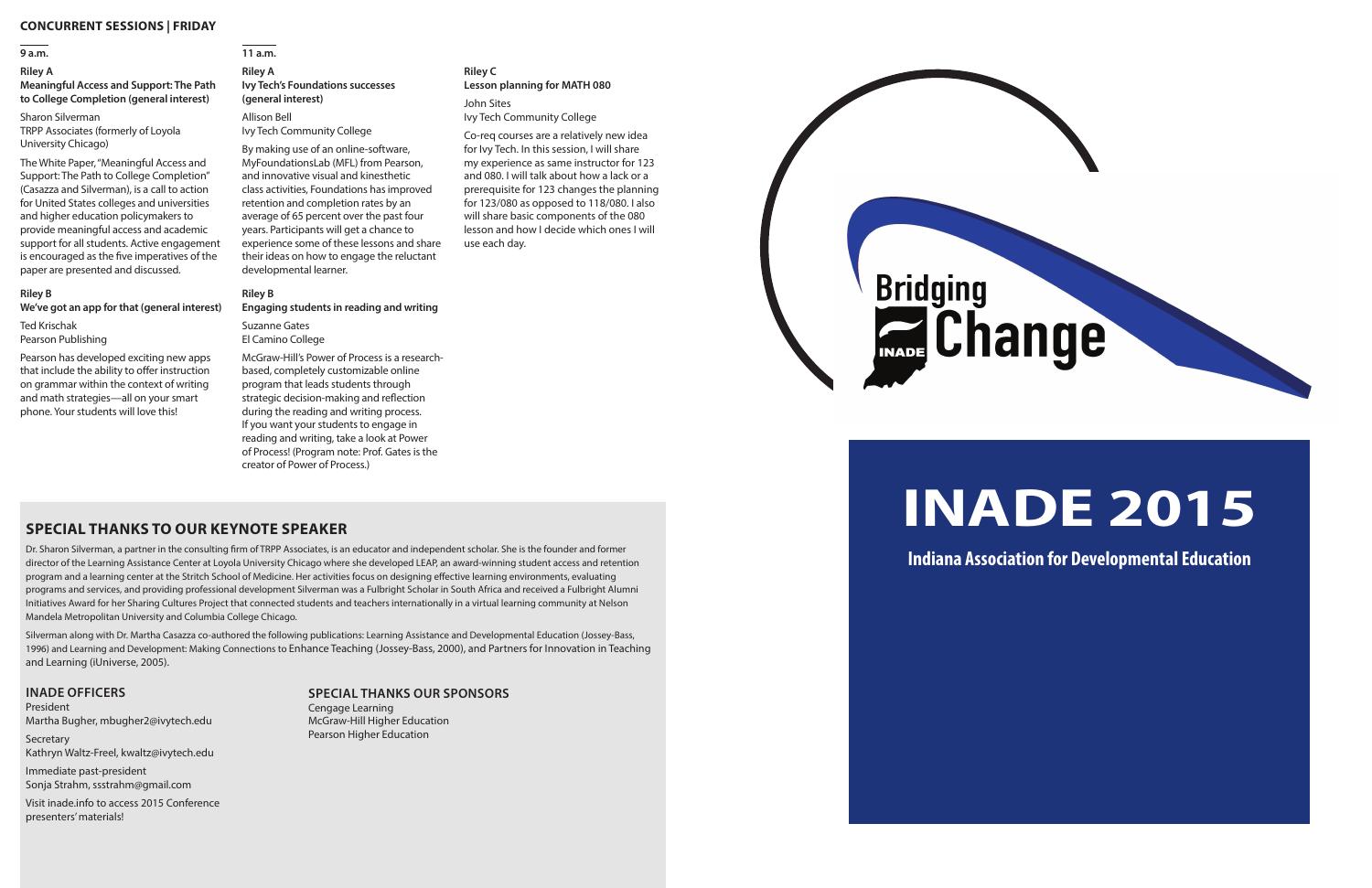## CONCURRENT SESSIONS | FRIDAY

### 9 a.m.

**Riley A**
**Meaningful Access and Support: The Path to College Completion (general interest)**

Sharon Silverman
TRPP Associates (formerly of Loyola University Chicago)

The White Paper, "Meaningful Access and Support: The Path to College Completion" (Casazza and Silverman), is a call to action for United States colleges and universities and higher education policymakers to provide meaningful access and academic support for all students. Active engagement is encouraged as the five imperatives of the paper are presented and discussed.

**Riley B**
**We've got an app for that (general interest)**

Ted Krischak
Pearson Publishing

Pearson has developed exciting new apps that include the ability to offer instruction on grammar within the context of writing and math strategies—all on your smart phone. Your students will love this!

### 11 a.m.

**Riley A**
**Ivy Tech's Foundations successes (general interest)**

Allison Bell
Ivy Tech Community College

By making use of an online-software, MyFoundationsLab (MFL) from Pearson, and innovative visual and kinesthetic class activities, Foundations has improved retention and completion rates by an average of 65 percent over the past four years. Participants will get a chance to experience some of these lessons and share their ideas on how to engage the reluctant developmental learner.

**Riley B**
**Engaging students in reading and writing**

Suzanne Gates
El Camino College

McGraw-Hill's Power of Process is a research-based, completely customizable online program that leads students through strategic decision-making and reflection during the reading and writing process. If you want your students to engage in reading and writing, take a look at Power of Process! (Program note: Prof. Gates is the creator of Power of Process.)

**Riley C**
**Lesson planning for MATH 080**

John Sites
Ivy Tech Community College

Co-req courses are a relatively new idea for Ivy Tech. In this session, I will share my experience as same instructor for 123 and 080. I will talk about how a lack or a prerequisite for 123 changes the planning for 123/080 as opposed to 118/080. I also will share basic components of the 080 lesson and how I decide which ones I will use each day.

## SPECIAL THANKS TO OUR KEYNOTE SPEAKER

Dr. Sharon Silverman, a partner in the consulting firm of TRPP Associates, is an educator and independent scholar. She is the founder and former director of the Learning Assistance Center at Loyola University Chicago where she developed LEAP, an award-winning student access and retention program and a learning center at the Stritch School of Medicine. Her activities focus on designing effective learning environments, evaluating programs and services, and providing professional development Silverman was a Fulbright Scholar in South Africa and received a Fulbright Alumni Initiatives Award for her Sharing Cultures Project that connected students and teachers internationally in a virtual learning community at Nelson Mandela Metropolitan University and Columbia College Chicago.

Silverman along with Dr. Martha Casazza co-authored the following publications: Learning Assistance and Developmental Education (Jossey-Bass, 1996) and Learning and Development: Making Connections to Enhance Teaching (Jossey-Bass, 2000), and Partners for Innovation in Teaching and Learning (iUniverse, 2005).

## INADE OFFICERS

President
Martha Bugher, mbugher2@ivytech.edu

Secretary
Kathryn Waltz-Freel, kwaltz@ivytech.edu

Immediate past-president
Sonja Strahm, ssstrahm@gmail.com

Visit inade.info to access 2015 Conference presenters' materials!

## SPECIAL THANKS OUR SPONSORS

Cengage Learning
McGraw-Hill Higher Education
Pearson Higher Education

Bridging Change

INADE

# INADE 2015

**Indiana Association for Developmental Education**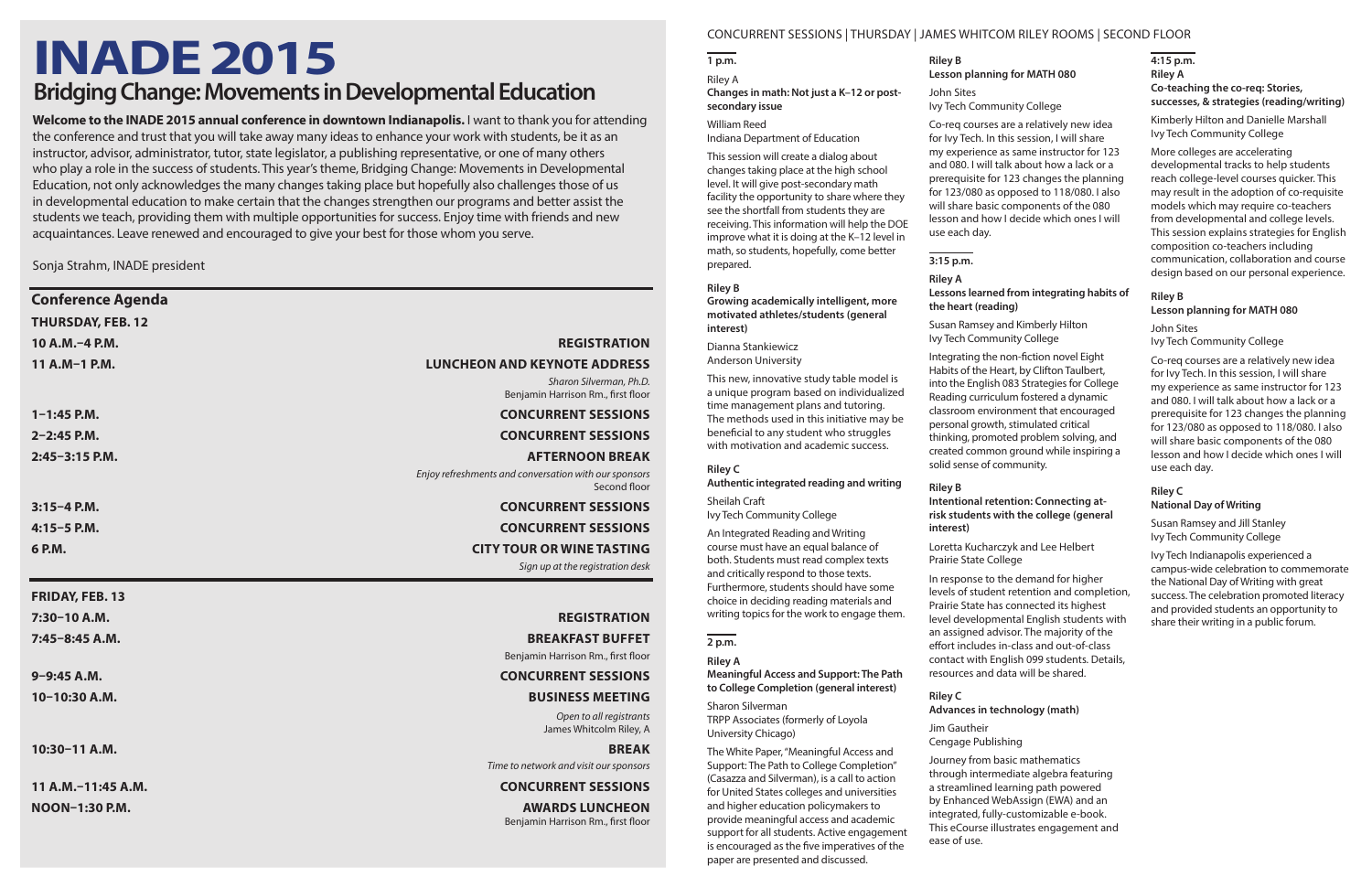# INADE 2015

## Bridging Change: Movements in Developmental Education

**Welcome to the INADE 2015 annual conference in downtown Indianapolis.** I want to thank you for attending the conference and trust that you will take away many ideas to enhance your work with students, be it as an instructor, advisor, administrator, tutor, state legislator, a publishing representative, or one of many others who play a role in the success of students. This year's theme, Bridging Change: Movements in Developmental Education, not only acknowledges the many changes taking place but hopefully also challenges those of us in developmental education to make certain that the changes strengthen our programs and better assist the students we teach, providing them with multiple opportunities for success. Enjoy time with friends and new acquaintances. Leave renewed and encouraged to give your best for those whom you serve.

Sonja Strahm, INADE president

## Conference Agenda

### THURSDAY, FEB. 12

**10 A.M.–4 P.M.** — **REGISTRATION**

**11 A.M–1 P.M.** — **LUNCHEON AND KEYNOTE ADDRESS**
*Sharon Silverman, Ph.D.*
Benjamin Harrison Rm., first floor

**1–1:45 P.M.** — **CONCURRENT SESSIONS**

**2–2:45 P.M.** — **CONCURRENT SESSIONS**

**2:45–3:15 P.M.** — **AFTERNOON BREAK**
*Enjoy refreshments and conversation with our sponsors*
Second floor

**3:15–4 P.M.** — **CONCURRENT SESSIONS**

**4:15–5 P.M.** — **CONCURRENT SESSIONS**

**6 P.M.** — **CITY TOUR OR WINE TASTING**
*Sign up at the registration desk*

### FRIDAY, FEB. 13

**7:30–10 A.M.** — **REGISTRATION**

**7:45–8:45 A.M.** — **BREAKFAST BUFFET**
Benjamin Harrison Rm., first floor

**9–9:45 A.M.** — **CONCURRENT SESSIONS**

**10–10:30 A.M.** — **BUSINESS MEETING**
*Open to all registrants*
James Whitcolm Riley, A

**10:30–11 A.M.** — **BREAK**
*Time to network and visit our sponsors*

**11 A.M.–11:45 A.M.** — **CONCURRENT SESSIONS**

**NOON–1:30 P.M.** — **AWARDS LUNCHEON**
Benjamin Harrison Rm., first floor

## CONCURRENT SESSIONS | THURSDAY | JAMES WHITCOM RILEY ROOMS | SECOND FLOOR

### 1 p.m.

Riley A
**Changes in math: Not just a K–12 or post-secondary issue**

William Reed
Indiana Department of Education

This session will create a dialog about changes taking place at the high school level. It will give post-secondary math facility the opportunity to share where they see the shortfall from students they are receiving. This information will help the DOE improve what it is doing at the K–12 level in math, so students, hopefully, come better prepared.

**Riley B**
**Growing academically intelligent, more motivated athletes/students (general interest)**

Dianna Stankiewicz
Anderson University

This new, innovative study table model is a unique program based on individualized time management plans and tutoring. The methods used in this initiative may be beneficial to any student who struggles with motivation and academic success.

**Riley C**
**Authentic integrated reading and writing**

Sheilah Craft
Ivy Tech Community College

An Integrated Reading and Writing course must have an equal balance of both. Students must read complex texts and critically respond to those texts. Furthermore, students should have some choice in deciding reading materials and writing topics for the work to engage them.

### 2 p.m.

**Riley A**
**Meaningful Access and Support: The Path to College Completion (general interest)**

Sharon Silverman
TRPP Associates (formerly of Loyola University Chicago)

The White Paper, "Meaningful Access and Support: The Path to College Completion" (Casazza and Silverman), is a call to action for United States colleges and universities and higher education policymakers to provide meaningful access and academic support for all students. Active engagement is encouraged as the five imperatives of the paper are presented and discussed.

**Riley B**
**Lesson planning for MATH 080**

John Sites
Ivy Tech Community College

Co-req courses are a relatively new idea for Ivy Tech. In this session, I will share my experience as same instructor for 123 and 080. I will talk about how a lack or a prerequisite for 123 changes the planning for 123/080 as opposed to 118/080. I also will share basic components of the 080 lesson and how I decide which ones I will use each day.

### 3:15 p.m.

**Riley A**
**Lessons learned from integrating habits of the heart (reading)**

Susan Ramsey and Kimberly Hilton
Ivy Tech Community College

Integrating the non-fiction novel Eight Habits of the Heart, by Clifton Taulbert, into the English 083 Strategies for College Reading curriculum fostered a dynamic classroom environment that encouraged personal growth, stimulated critical thinking, promoted problem solving, and created common ground while inspiring a solid sense of community.

**Riley B**
**Intentional retention: Connecting at-risk students with the college (general interest)**

Loretta Kucharczyk and Lee Helbert
Prairie State College

In response to the demand for higher levels of student retention and completion, Prairie State has connected its highest level developmental English students with an assigned advisor. The majority of the effort includes in-class and out-of-class contact with English 099 students. Details, resources and data will be shared.

**Riley C**
**Advances in technology (math)**

Jim Gautheir
Cengage Publishing

Journey from basic mathematics through intermediate algebra featuring a streamlined learning path powered by Enhanced WebAssign (EWA) and an integrated, fully-customizable e-book. This eCourse illustrates engagement and ease of use.

### 4:15 p.m.

**Riley A**
**Co-teaching the co-req: Stories, successes, & strategies (reading/writing)**

Kimberly Hilton and Danielle Marshall
Ivy Tech Community College

More colleges are accelerating developmental tracks to help students reach college-level courses quicker. This may result in the adoption of co-requisite models which may require co-teachers from developmental and college levels. This session explains strategies for English composition co-teachers including communication, collaboration and course design based on our personal experience.

**Riley B**
**Lesson planning for MATH 080**

John Sites
Ivy Tech Community College

Co-req courses are a relatively new idea for Ivy Tech. In this session, I will share my experience as same instructor for 123 and 080. I will talk about how a lack or a prerequisite for 123 changes the planning for 123/080 as opposed to 118/080. I also will share basic components of the 080 lesson and how I decide which ones I will use each day.

**Riley C**
**National Day of Writing**

Susan Ramsey and Jill Stanley
Ivy Tech Community College

Ivy Tech Indianapolis experienced a campus-wide celebration to commemorate the National Day of Writing with great success. The celebration promoted literacy and provided students an opportunity to share their writing in a public forum.